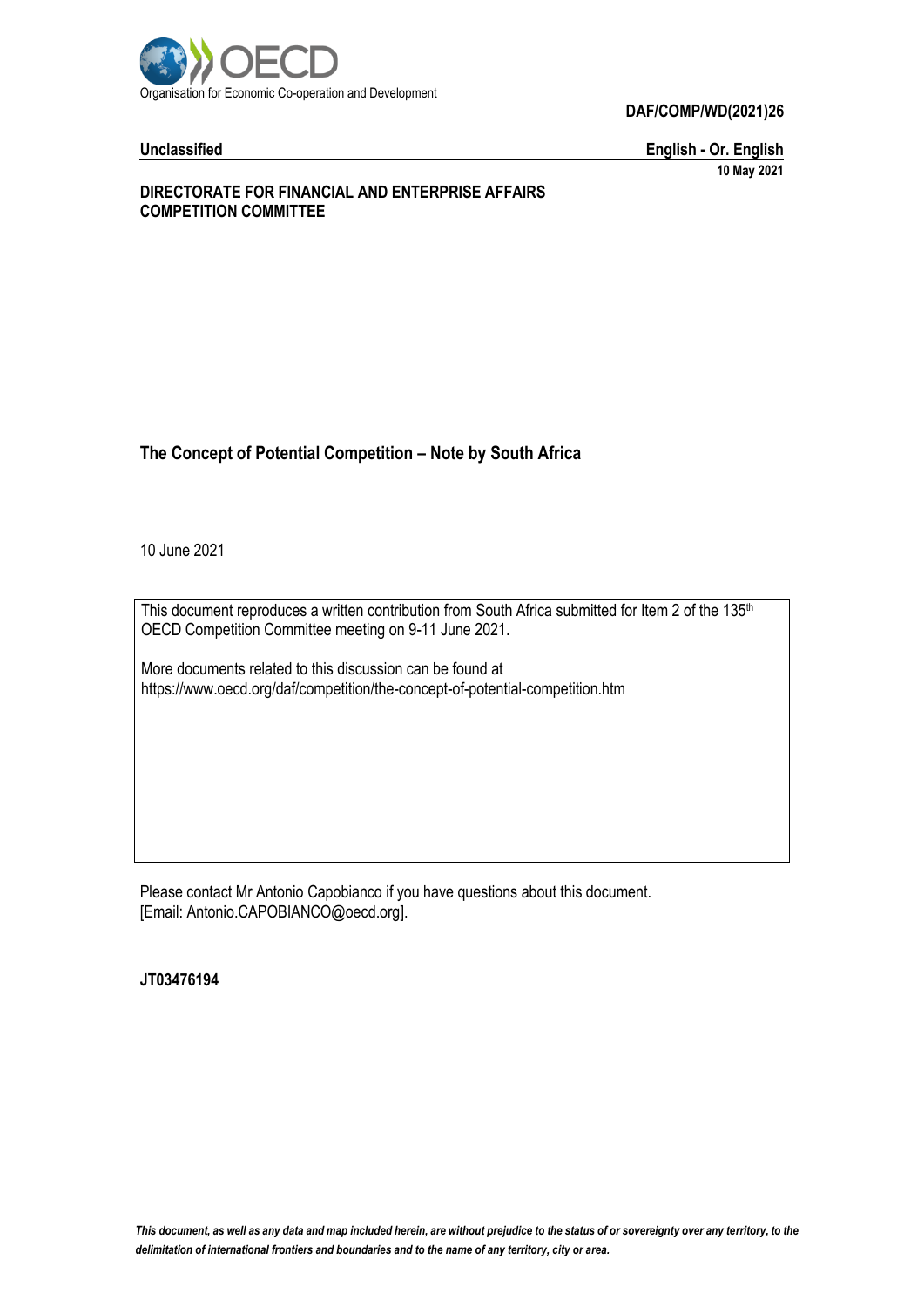Organisation for Economic Co-operation and Development

**DAF/COMP/WD(2021)26**

**Unclassified** | **English - Or. English**

**10 May 2021**

**DIRECTORATE FOR FINANCIAL AND ENTERPRISE AFFAIRS**
**COMPETITION COMMITTEE**

## The Concept of Potential Competition – Note by South Africa

10 June 2021

This document reproduces a written contribution from South Africa submitted for Item 2 of the 135th OECD Competition Committee meeting on 9-11 June 2021.

More documents related to this discussion can be found at
https://www.oecd.org/daf/competition/the-concept-of-potential-competition.htm

Please contact Mr Antonio Capobianco if you have questions about this document.
[Email: Antonio.CAPOBIANCO@oecd.org].

**JT03476194**

*This document, as well as any data and map included herein, are without prejudice to the status of or sovereignty over any territory, to the delimitation of international frontiers and boundaries and to the name of any territory, city or area.*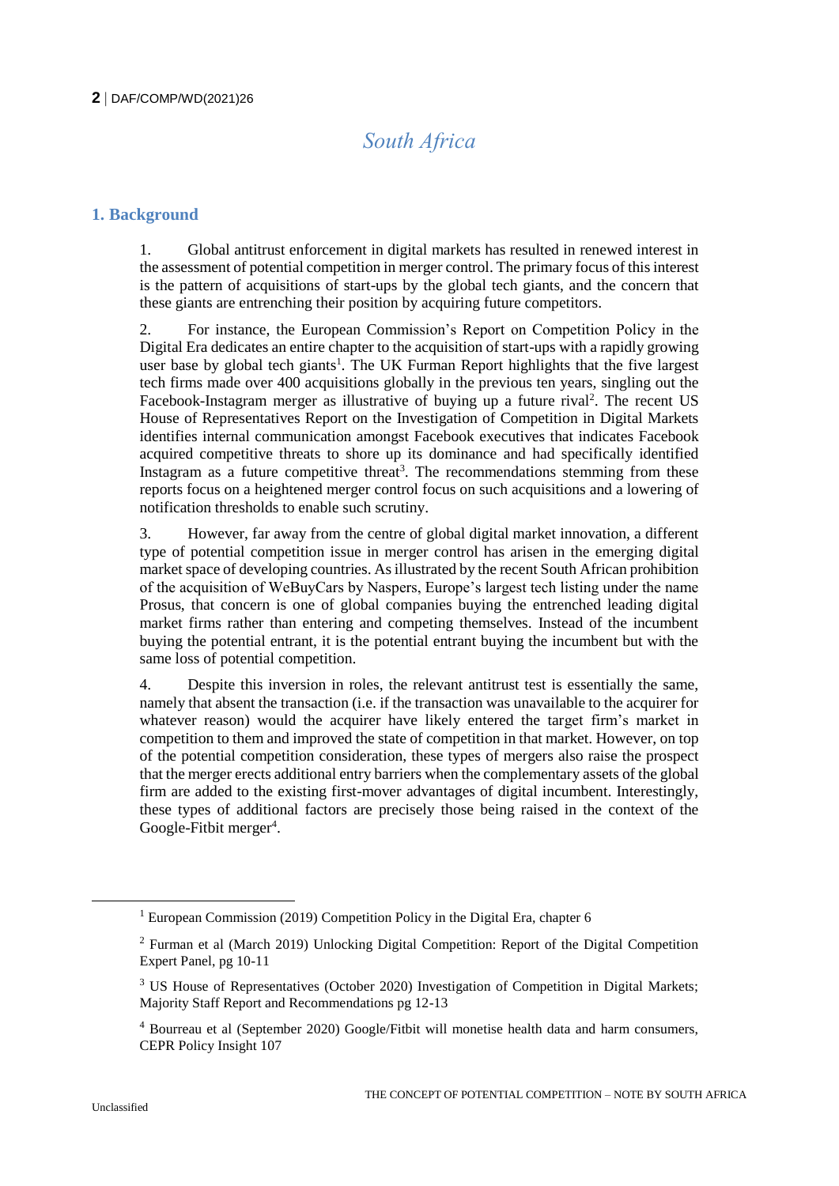# South Africa

## 1. Background

1. Global antitrust enforcement in digital markets has resulted in renewed interest in the assessment of potential competition in merger control. The primary focus of this interest is the pattern of acquisitions of start-ups by the global tech giants, and the concern that these giants are entrenching their position by acquiring future competitors.

2. For instance, the European Commission's Report on Competition Policy in the Digital Era dedicates an entire chapter to the acquisition of start-ups with a rapidly growing user base by global tech giants[1]. The UK Furman Report highlights that the five largest tech firms made over 400 acquisitions globally in the previous ten years, singling out the Facebook-Instagram merger as illustrative of buying up a future rival[2]. The recent US House of Representatives Report on the Investigation of Competition in Digital Markets identifies internal communication amongst Facebook executives that indicates Facebook acquired competitive threats to shore up its dominance and had specifically identified Instagram as a future competitive threat[3]. The recommendations stemming from these reports focus on a heightened merger control focus on such acquisitions and a lowering of notification thresholds to enable such scrutiny.

3. However, far away from the centre of global digital market innovation, a different type of potential competition issue in merger control has arisen in the emerging digital market space of developing countries. As illustrated by the recent South African prohibition of the acquisition of WeBuyCars by Naspers, Europe's largest tech listing under the name Prosus, that concern is one of global companies buying the entrenched leading digital market firms rather than entering and competing themselves. Instead of the incumbent buying the potential entrant, it is the potential entrant buying the incumbent but with the same loss of potential competition.

4. Despite this inversion in roles, the relevant antitrust test is essentially the same, namely that absent the transaction (i.e. if the transaction was unavailable to the acquirer for whatever reason) would the acquirer have likely entered the target firm's market in competition to them and improved the state of competition in that market. However, on top of the potential competition consideration, these types of mergers also raise the prospect that the merger erects additional entry barriers when the complementary assets of the global firm are added to the existing first-mover advantages of digital incumbent. Interestingly, these types of additional factors are precisely those being raised in the context of the Google-Fitbit merger[4].

---

[1] European Commission (2019) Competition Policy in the Digital Era, chapter 6

[2] Furman et al (March 2019) Unlocking Digital Competition: Report of the Digital Competition Expert Panel, pg 10-11

[3] US House of Representatives (October 2020) Investigation of Competition in Digital Markets; Majority Staff Report and Recommendations pg 12-13

[4] Bourreau et al (September 2020) Google/Fitbit will monetise health data and harm consumers, CEPR Policy Insight 107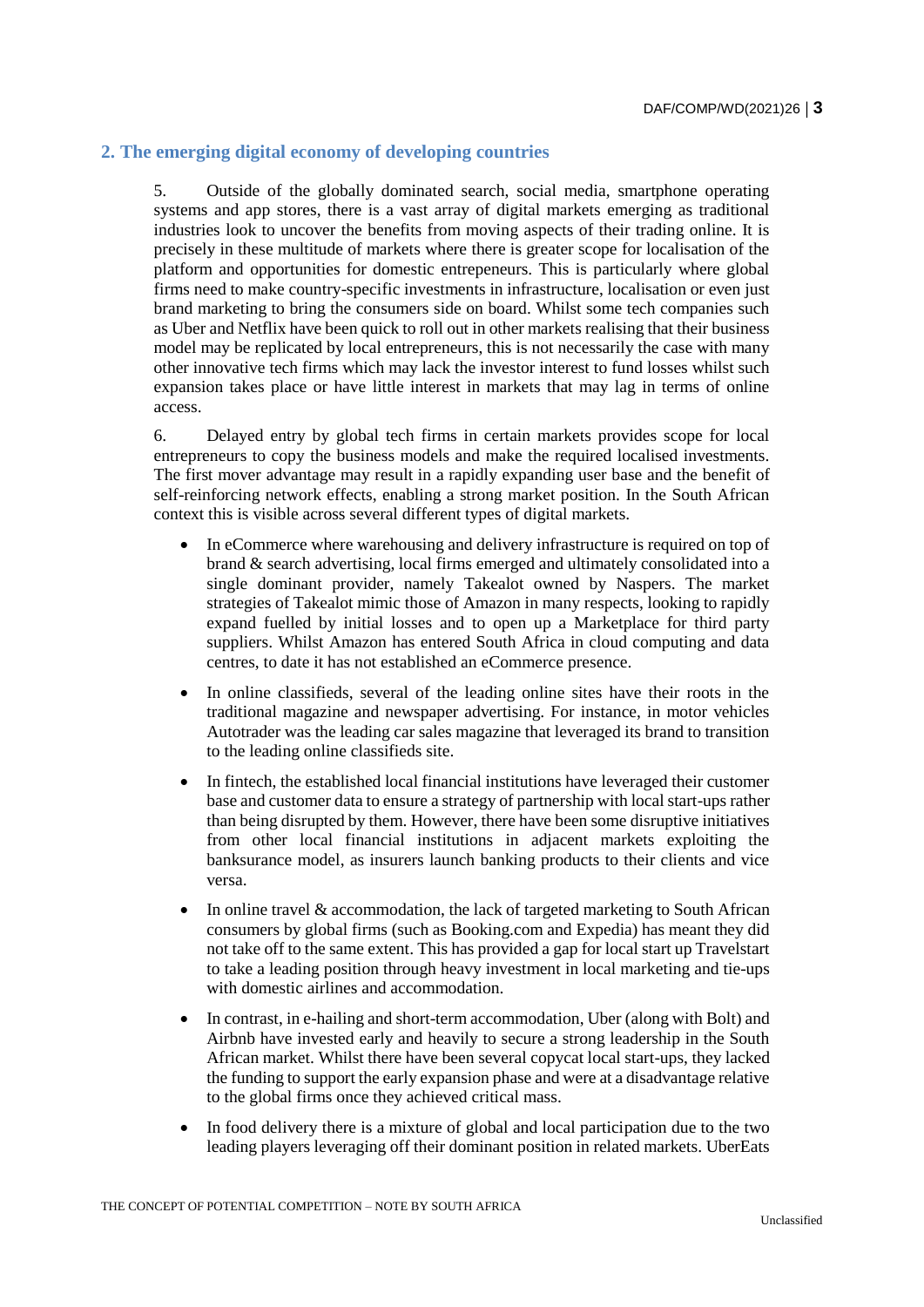## 2. The emerging digital economy of developing countries

5. Outside of the globally dominated search, social media, smartphone operating systems and app stores, there is a vast array of digital markets emerging as traditional industries look to uncover the benefits from moving aspects of their trading online. It is precisely in these multitude of markets where there is greater scope for localisation of the platform and opportunities for domestic entrepeneurs. This is particularly where global firms need to make country-specific investments in infrastructure, localisation or even just brand marketing to bring the consumers side on board. Whilst some tech companies such as Uber and Netflix have been quick to roll out in other markets realising that their business model may be replicated by local entrepreneurs, this is not necessarily the case with many other innovative tech firms which may lack the investor interest to fund losses whilst such expansion takes place or have little interest in markets that may lag in terms of online access.

6. Delayed entry by global tech firms in certain markets provides scope for local entrepreneurs to copy the business models and make the required localised investments. The first mover advantage may result in a rapidly expanding user base and the benefit of self-reinforcing network effects, enabling a strong market position. In the South African context this is visible across several different types of digital markets.

- In eCommerce where warehousing and delivery infrastructure is required on top of brand & search advertising, local firms emerged and ultimately consolidated into a single dominant provider, namely Takealot owned by Naspers. The market strategies of Takealot mimic those of Amazon in many respects, looking to rapidly expand fuelled by initial losses and to open up a Marketplace for third party suppliers. Whilst Amazon has entered South Africa in cloud computing and data centres, to date it has not established an eCommerce presence.
- In online classifieds, several of the leading online sites have their roots in the traditional magazine and newspaper advertising. For instance, in motor vehicles Autotrader was the leading car sales magazine that leveraged its brand to transition to the leading online classifieds site.
- In fintech, the established local financial institutions have leveraged their customer base and customer data to ensure a strategy of partnership with local start-ups rather than being disrupted by them. However, there have been some disruptive initiatives from other local financial institutions in adjacent markets exploiting the banksurance model, as insurers launch banking products to their clients and vice versa.
- In online travel & accommodation, the lack of targeted marketing to South African consumers by global firms (such as Booking.com and Expedia) has meant they did not take off to the same extent. This has provided a gap for local start up Travelstart to take a leading position through heavy investment in local marketing and tie-ups with domestic airlines and accommodation.
- In contrast, in e-hailing and short-term accommodation, Uber (along with Bolt) and Airbnb have invested early and heavily to secure a strong leadership in the South African market. Whilst there have been several copycat local start-ups, they lacked the funding to support the early expansion phase and were at a disadvantage relative to the global firms once they achieved critical mass.
- In food delivery there is a mixture of global and local participation due to the two leading players leveraging off their dominant position in related markets. UberEats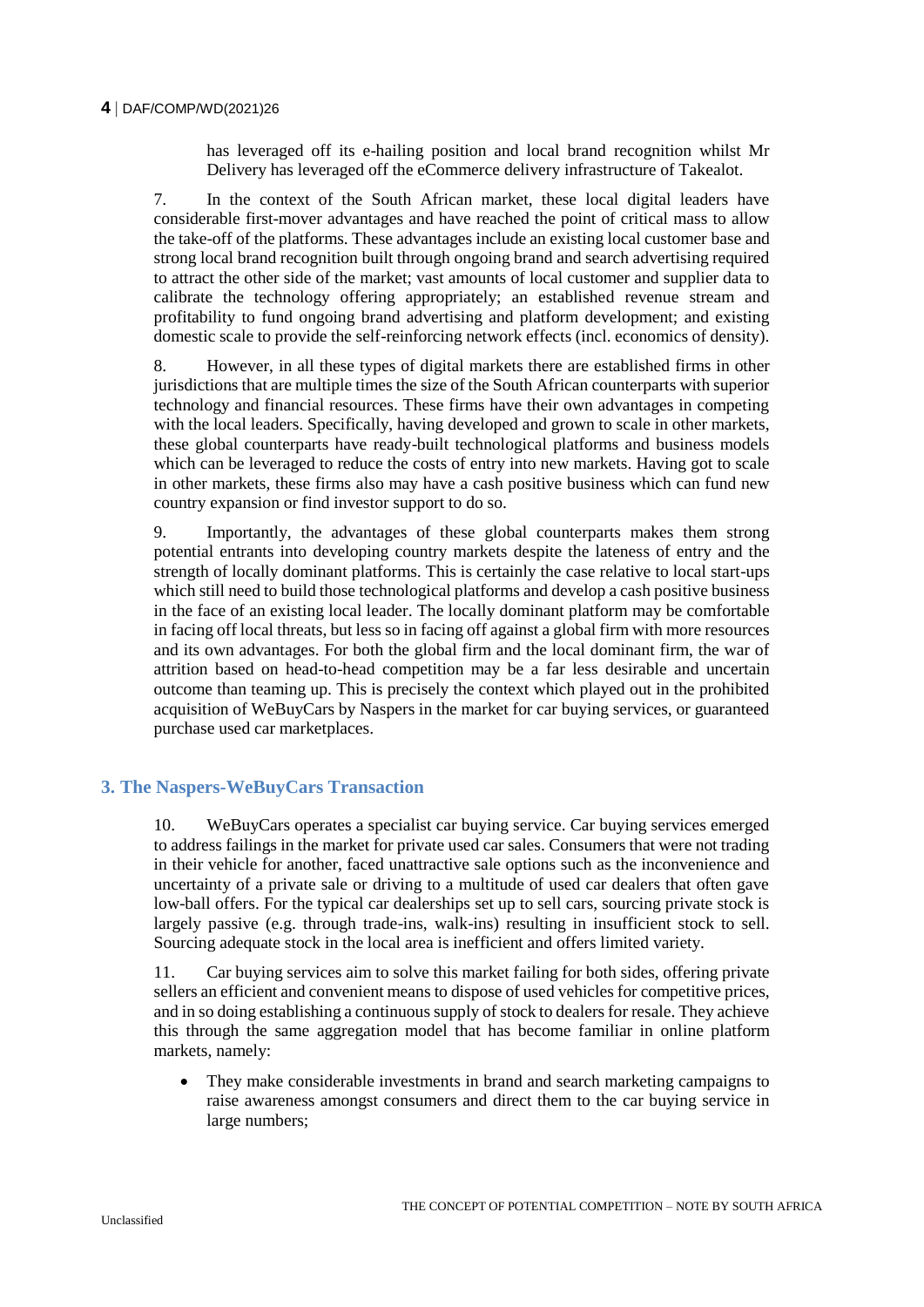has leveraged off its e-hailing position and local brand recognition whilst Mr Delivery has leveraged off the eCommerce delivery infrastructure of Takealot.

7. In the context of the South African market, these local digital leaders have considerable first-mover advantages and have reached the point of critical mass to allow the take-off of the platforms. These advantages include an existing local customer base and strong local brand recognition built through ongoing brand and search advertising required to attract the other side of the market; vast amounts of local customer and supplier data to calibrate the technology offering appropriately; an established revenue stream and profitability to fund ongoing brand advertising and platform development; and existing domestic scale to provide the self-reinforcing network effects (incl. economics of density).

8. However, in all these types of digital markets there are established firms in other jurisdictions that are multiple times the size of the South African counterparts with superior technology and financial resources. These firms have their own advantages in competing with the local leaders. Specifically, having developed and grown to scale in other markets, these global counterparts have ready-built technological platforms and business models which can be leveraged to reduce the costs of entry into new markets. Having got to scale in other markets, these firms also may have a cash positive business which can fund new country expansion or find investor support to do so.

9. Importantly, the advantages of these global counterparts makes them strong potential entrants into developing country markets despite the lateness of entry and the strength of locally dominant platforms. This is certainly the case relative to local start-ups which still need to build those technological platforms and develop a cash positive business in the face of an existing local leader. The locally dominant platform may be comfortable in facing off local threats, but less so in facing off against a global firm with more resources and its own advantages. For both the global firm and the local dominant firm, the war of attrition based on head-to-head competition may be a far less desirable and uncertain outcome than teaming up. This is precisely the context which played out in the prohibited acquisition of WeBuyCars by Naspers in the market for car buying services, or guaranteed purchase used car marketplaces.

## 3. The Naspers-WeBuyCars Transaction

10. WeBuyCars operates a specialist car buying service. Car buying services emerged to address failings in the market for private used car sales. Consumers that were not trading in their vehicle for another, faced unattractive sale options such as the inconvenience and uncertainty of a private sale or driving to a multitude of used car dealers that often gave low-ball offers. For the typical car dealerships set up to sell cars, sourcing private stock is largely passive (e.g. through trade-ins, walk-ins) resulting in insufficient stock to sell. Sourcing adequate stock in the local area is inefficient and offers limited variety.

11. Car buying services aim to solve this market failing for both sides, offering private sellers an efficient and convenient means to dispose of used vehicles for competitive prices, and in so doing establishing a continuous supply of stock to dealers for resale. They achieve this through the same aggregation model that has become familiar in online platform markets, namely:

- They make considerable investments in brand and search marketing campaigns to raise awareness amongst consumers and direct them to the car buying service in large numbers;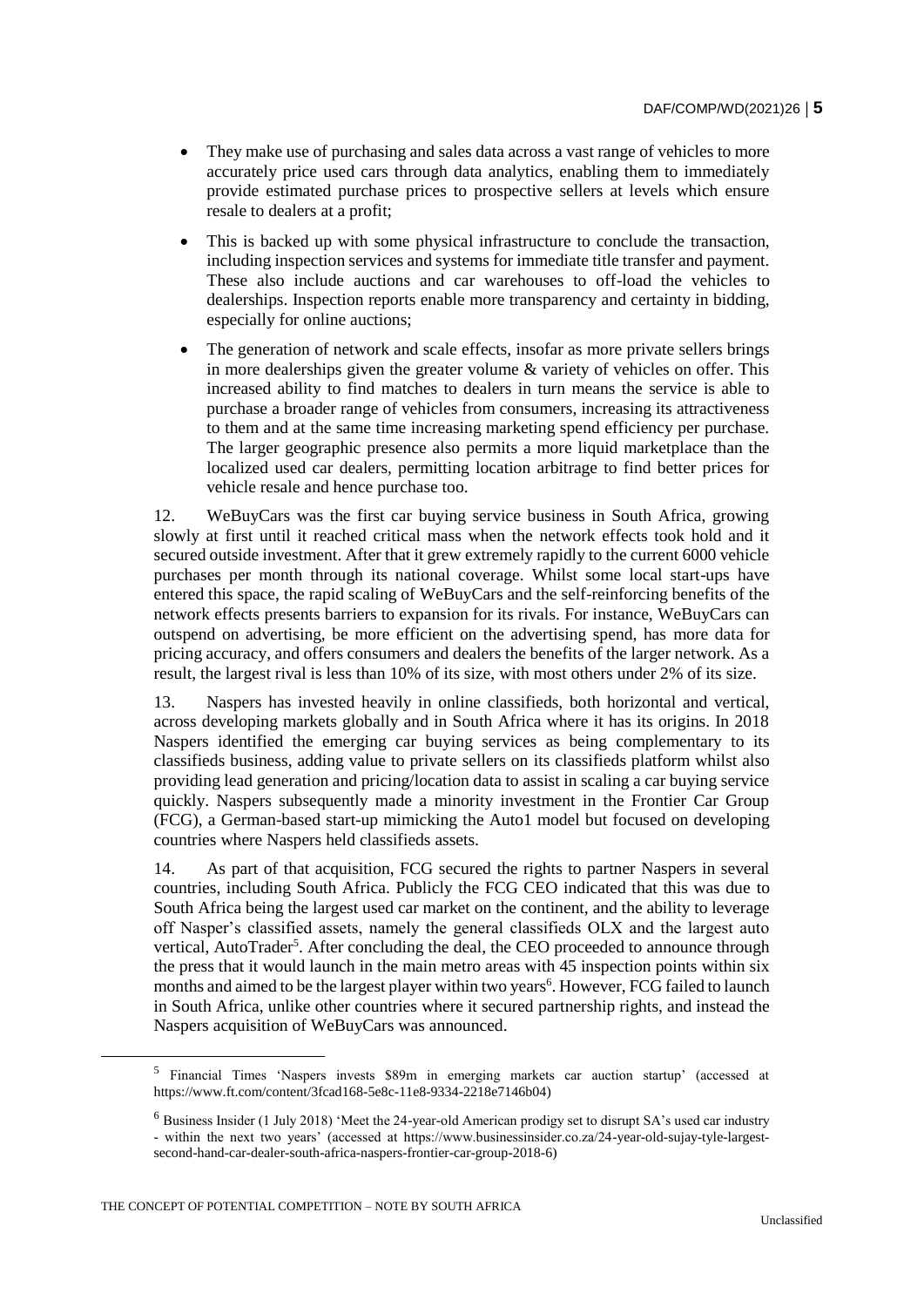- They make use of purchasing and sales data across a vast range of vehicles to more accurately price used cars through data analytics, enabling them to immediately provide estimated purchase prices to prospective sellers at levels which ensure resale to dealers at a profit;
- This is backed up with some physical infrastructure to conclude the transaction, including inspection services and systems for immediate title transfer and payment. These also include auctions and car warehouses to off-load the vehicles to dealerships. Inspection reports enable more transparency and certainty in bidding, especially for online auctions;
- The generation of network and scale effects, insofar as more private sellers brings in more dealerships given the greater volume & variety of vehicles on offer. This increased ability to find matches to dealers in turn means the service is able to purchase a broader range of vehicles from consumers, increasing its attractiveness to them and at the same time increasing marketing spend efficiency per purchase. The larger geographic presence also permits a more liquid marketplace than the localized used car dealers, permitting location arbitrage to find better prices for vehicle resale and hence purchase too.

12. WeBuyCars was the first car buying service business in South Africa, growing slowly at first until it reached critical mass when the network effects took hold and it secured outside investment. After that it grew extremely rapidly to the current 6000 vehicle purchases per month through its national coverage. Whilst some local start-ups have entered this space, the rapid scaling of WeBuyCars and the self-reinforcing benefits of the network effects presents barriers to expansion for its rivals. For instance, WeBuyCars can outspend on advertising, be more efficient on the advertising spend, has more data for pricing accuracy, and offers consumers and dealers the benefits of the larger network. As a result, the largest rival is less than 10% of its size, with most others under 2% of its size.

13. Naspers has invested heavily in online classifieds, both horizontal and vertical, across developing markets globally and in South Africa where it has its origins. In 2018 Naspers identified the emerging car buying services as being complementary to its classifieds business, adding value to private sellers on its classifieds platform whilst also providing lead generation and pricing/location data to assist in scaling a car buying service quickly. Naspers subsequently made a minority investment in the Frontier Car Group (FCG), a German-based start-up mimicking the Auto1 model but focused on developing countries where Naspers held classifieds assets.

14. As part of that acquisition, FCG secured the rights to partner Naspers in several countries, including South Africa. Publicly the FCG CEO indicated that this was due to South Africa being the largest used car market on the continent, and the ability to leverage off Nasper's classified assets, namely the general classifieds OLX and the largest auto vertical, AutoTrader[5]. After concluding the deal, the CEO proceeded to announce through the press that it would launch in the main metro areas with 45 inspection points within six months and aimed to be the largest player within two years[6]. However, FCG failed to launch in South Africa, unlike other countries where it secured partnership rights, and instead the Naspers acquisition of WeBuyCars was announced.

[5] Financial Times 'Naspers invests $89m in emerging markets car auction startup' (accessed at https://www.ft.com/content/3fcad168-5e8c-11e8-9334-2218e7146b04)

[6] Business Insider (1 July 2018) 'Meet the 24-year-old American prodigy set to disrupt SA's used car industry - within the next two years' (accessed at https://www.businessinsider.co.za/24-year-old-sujay-tyle-largest-second-hand-car-dealer-south-africa-naspers-frontier-car-group-2018-6)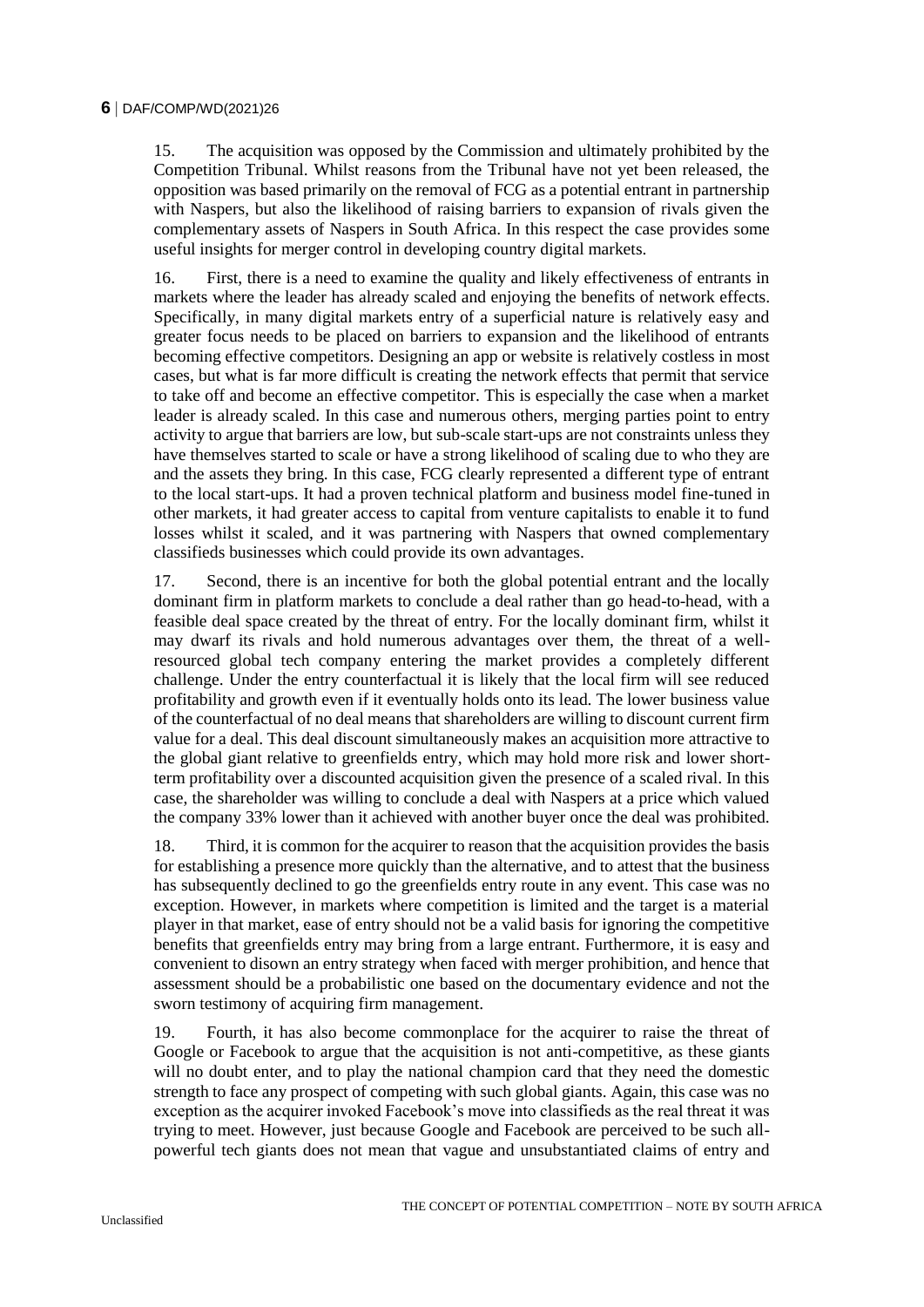15. The acquisition was opposed by the Commission and ultimately prohibited by the Competition Tribunal. Whilst reasons from the Tribunal have not yet been released, the opposition was based primarily on the removal of FCG as a potential entrant in partnership with Naspers, but also the likelihood of raising barriers to expansion of rivals given the complementary assets of Naspers in South Africa. In this respect the case provides some useful insights for merger control in developing country digital markets.

16. First, there is a need to examine the quality and likely effectiveness of entrants in markets where the leader has already scaled and enjoying the benefits of network effects. Specifically, in many digital markets entry of a superficial nature is relatively easy and greater focus needs to be placed on barriers to expansion and the likelihood of entrants becoming effective competitors. Designing an app or website is relatively costless in most cases, but what is far more difficult is creating the network effects that permit that service to take off and become an effective competitor. This is especially the case when a market leader is already scaled. In this case and numerous others, merging parties point to entry activity to argue that barriers are low, but sub-scale start-ups are not constraints unless they have themselves started to scale or have a strong likelihood of scaling due to who they are and the assets they bring. In this case, FCG clearly represented a different type of entrant to the local start-ups. It had a proven technical platform and business model fine-tuned in other markets, it had greater access to capital from venture capitalists to enable it to fund losses whilst it scaled, and it was partnering with Naspers that owned complementary classifieds businesses which could provide its own advantages.

17. Second, there is an incentive for both the global potential entrant and the locally dominant firm in platform markets to conclude a deal rather than go head-to-head, with a feasible deal space created by the threat of entry. For the locally dominant firm, whilst it may dwarf its rivals and hold numerous advantages over them, the threat of a well-resourced global tech company entering the market provides a completely different challenge. Under the entry counterfactual it is likely that the local firm will see reduced profitability and growth even if it eventually holds onto its lead. The lower business value of the counterfactual of no deal means that shareholders are willing to discount current firm value for a deal. This deal discount simultaneously makes an acquisition more attractive to the global giant relative to greenfields entry, which may hold more risk and lower short-term profitability over a discounted acquisition given the presence of a scaled rival. In this case, the shareholder was willing to conclude a deal with Naspers at a price which valued the company 33% lower than it achieved with another buyer once the deal was prohibited.

18. Third, it is common for the acquirer to reason that the acquisition provides the basis for establishing a presence more quickly than the alternative, and to attest that the business has subsequently declined to go the greenfields entry route in any event. This case was no exception. However, in markets where competition is limited and the target is a material player in that market, ease of entry should not be a valid basis for ignoring the competitive benefits that greenfields entry may bring from a large entrant. Furthermore, it is easy and convenient to disown an entry strategy when faced with merger prohibition, and hence that assessment should be a probabilistic one based on the documentary evidence and not the sworn testimony of acquiring firm management.

19. Fourth, it has also become commonplace for the acquirer to raise the threat of Google or Facebook to argue that the acquisition is not anti-competitive, as these giants will no doubt enter, and to play the national champion card that they need the domestic strength to face any prospect of competing with such global giants. Again, this case was no exception as the acquirer invoked Facebook's move into classifieds as the real threat it was trying to meet. However, just because Google and Facebook are perceived to be such all-powerful tech giants does not mean that vague and unsubstantiated claims of entry and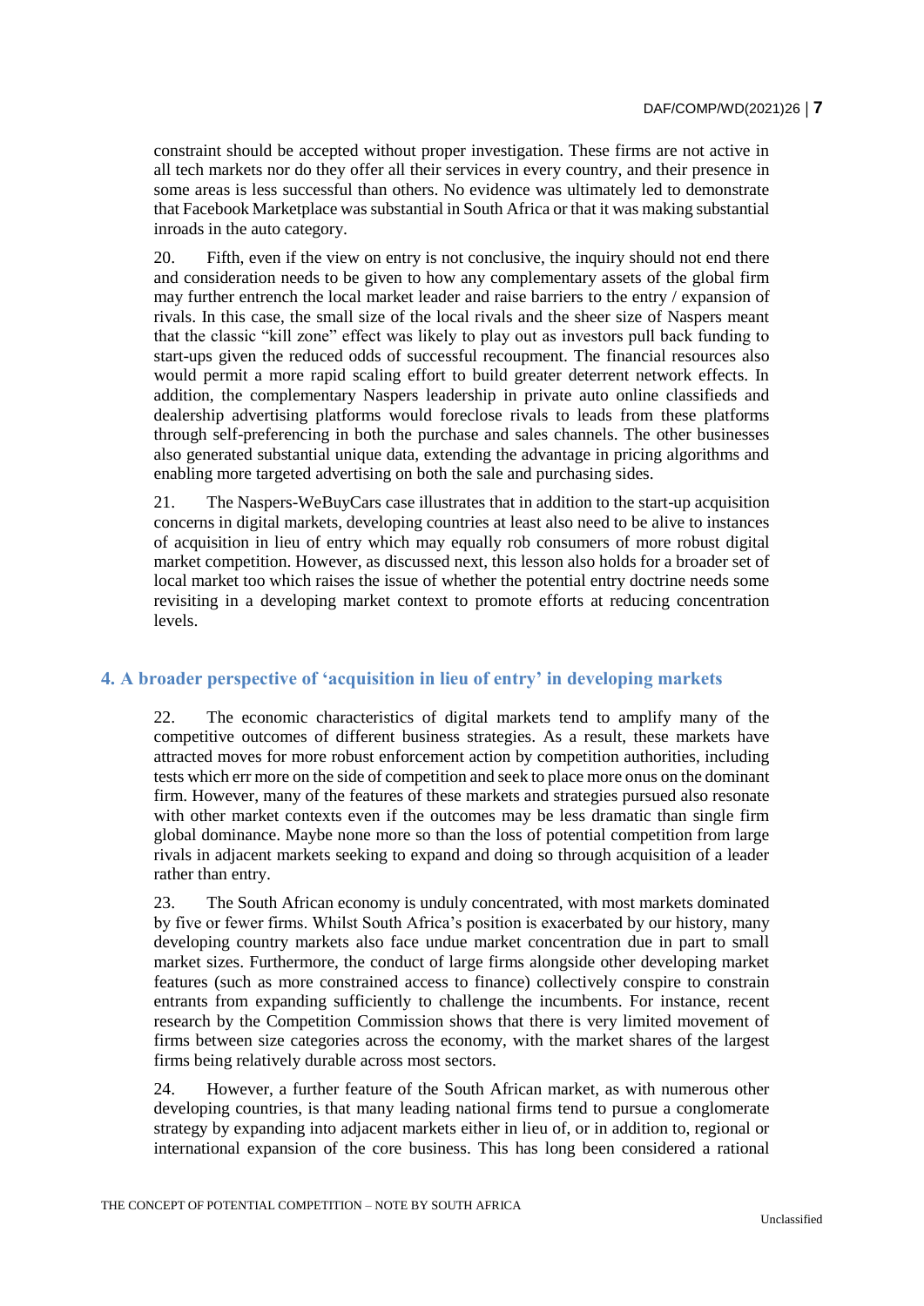constraint should be accepted without proper investigation. These firms are not active in all tech markets nor do they offer all their services in every country, and their presence in some areas is less successful than others. No evidence was ultimately led to demonstrate that Facebook Marketplace was substantial in South Africa or that it was making substantial inroads in the auto category.

20. Fifth, even if the view on entry is not conclusive, the inquiry should not end there and consideration needs to be given to how any complementary assets of the global firm may further entrench the local market leader and raise barriers to the entry / expansion of rivals. In this case, the small size of the local rivals and the sheer size of Naspers meant that the classic "kill zone" effect was likely to play out as investors pull back funding to start-ups given the reduced odds of successful recoupment. The financial resources also would permit a more rapid scaling effort to build greater deterrent network effects. In addition, the complementary Naspers leadership in private auto online classifieds and dealership advertising platforms would foreclose rivals to leads from these platforms through self-preferencing in both the purchase and sales channels. The other businesses also generated substantial unique data, extending the advantage in pricing algorithms and enabling more targeted advertising on both the sale and purchasing sides.

21. The Naspers-WeBuyCars case illustrates that in addition to the start-up acquisition concerns in digital markets, developing countries at least also need to be alive to instances of acquisition in lieu of entry which may equally rob consumers of more robust digital market competition. However, as discussed next, this lesson also holds for a broader set of local market too which raises the issue of whether the potential entry doctrine needs some revisiting in a developing market context to promote efforts at reducing concentration levels.

## 4. A broader perspective of 'acquisition in lieu of entry' in developing markets

22. The economic characteristics of digital markets tend to amplify many of the competitive outcomes of different business strategies. As a result, these markets have attracted moves for more robust enforcement action by competition authorities, including tests which err more on the side of competition and seek to place more onus on the dominant firm. However, many of the features of these markets and strategies pursued also resonate with other market contexts even if the outcomes may be less dramatic than single firm global dominance. Maybe none more so than the loss of potential competition from large rivals in adjacent markets seeking to expand and doing so through acquisition of a leader rather than entry.

23. The South African economy is unduly concentrated, with most markets dominated by five or fewer firms. Whilst South Africa's position is exacerbated by our history, many developing country markets also face undue market concentration due in part to small market sizes. Furthermore, the conduct of large firms alongside other developing market features (such as more constrained access to finance) collectively conspire to constrain entrants from expanding sufficiently to challenge the incumbents. For instance, recent research by the Competition Commission shows that there is very limited movement of firms between size categories across the economy, with the market shares of the largest firms being relatively durable across most sectors.

24. However, a further feature of the South African market, as with numerous other developing countries, is that many leading national firms tend to pursue a conglomerate strategy by expanding into adjacent markets either in lieu of, or in addition to, regional or international expansion of the core business. This has long been considered a rational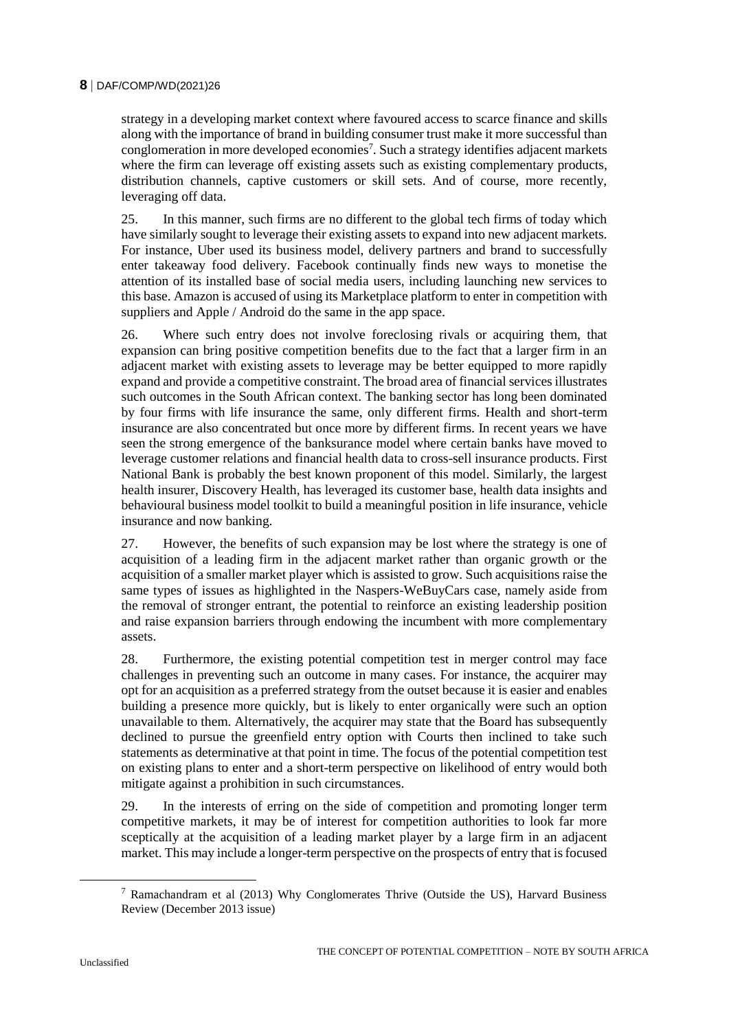strategy in a developing market context where favoured access to scarce finance and skills along with the importance of brand in building consumer trust make it more successful than conglomeration in more developed economies[7]. Such a strategy identifies adjacent markets where the firm can leverage off existing assets such as existing complementary products, distribution channels, captive customers or skill sets. And of course, more recently, leveraging off data.

25. In this manner, such firms are no different to the global tech firms of today which have similarly sought to leverage their existing assets to expand into new adjacent markets. For instance, Uber used its business model, delivery partners and brand to successfully enter takeaway food delivery. Facebook continually finds new ways to monetise the attention of its installed base of social media users, including launching new services to this base. Amazon is accused of using its Marketplace platform to enter in competition with suppliers and Apple / Android do the same in the app space.

26. Where such entry does not involve foreclosing rivals or acquiring them, that expansion can bring positive competition benefits due to the fact that a larger firm in an adjacent market with existing assets to leverage may be better equipped to more rapidly expand and provide a competitive constraint. The broad area of financial services illustrates such outcomes in the South African context. The banking sector has long been dominated by four firms with life insurance the same, only different firms. Health and short-term insurance are also concentrated but once more by different firms. In recent years we have seen the strong emergence of the banksurance model where certain banks have moved to leverage customer relations and financial health data to cross-sell insurance products. First National Bank is probably the best known proponent of this model. Similarly, the largest health insurer, Discovery Health, has leveraged its customer base, health data insights and behavioural business model toolkit to build a meaningful position in life insurance, vehicle insurance and now banking.

27. However, the benefits of such expansion may be lost where the strategy is one of acquisition of a leading firm in the adjacent market rather than organic growth or the acquisition of a smaller market player which is assisted to grow. Such acquisitions raise the same types of issues as highlighted in the Naspers-WeBuyCars case, namely aside from the removal of stronger entrant, the potential to reinforce an existing leadership position and raise expansion barriers through endowing the incumbent with more complementary assets.

28. Furthermore, the existing potential competition test in merger control may face challenges in preventing such an outcome in many cases. For instance, the acquirer may opt for an acquisition as a preferred strategy from the outset because it is easier and enables building a presence more quickly, but is likely to enter organically were such an option unavailable to them. Alternatively, the acquirer may state that the Board has subsequently declined to pursue the greenfield entry option with Courts then inclined to take such statements as determinative at that point in time. The focus of the potential competition test on existing plans to enter and a short-term perspective on likelihood of entry would both mitigate against a prohibition in such circumstances.

29. In the interests of erring on the side of competition and promoting longer term competitive markets, it may be of interest for competition authorities to look far more sceptically at the acquisition of a leading market player by a large firm in an adjacent market. This may include a longer-term perspective on the prospects of entry that is focused

[7] Ramachandram et al (2013) Why Conglomerates Thrive (Outside the US), Harvard Business Review (December 2013 issue)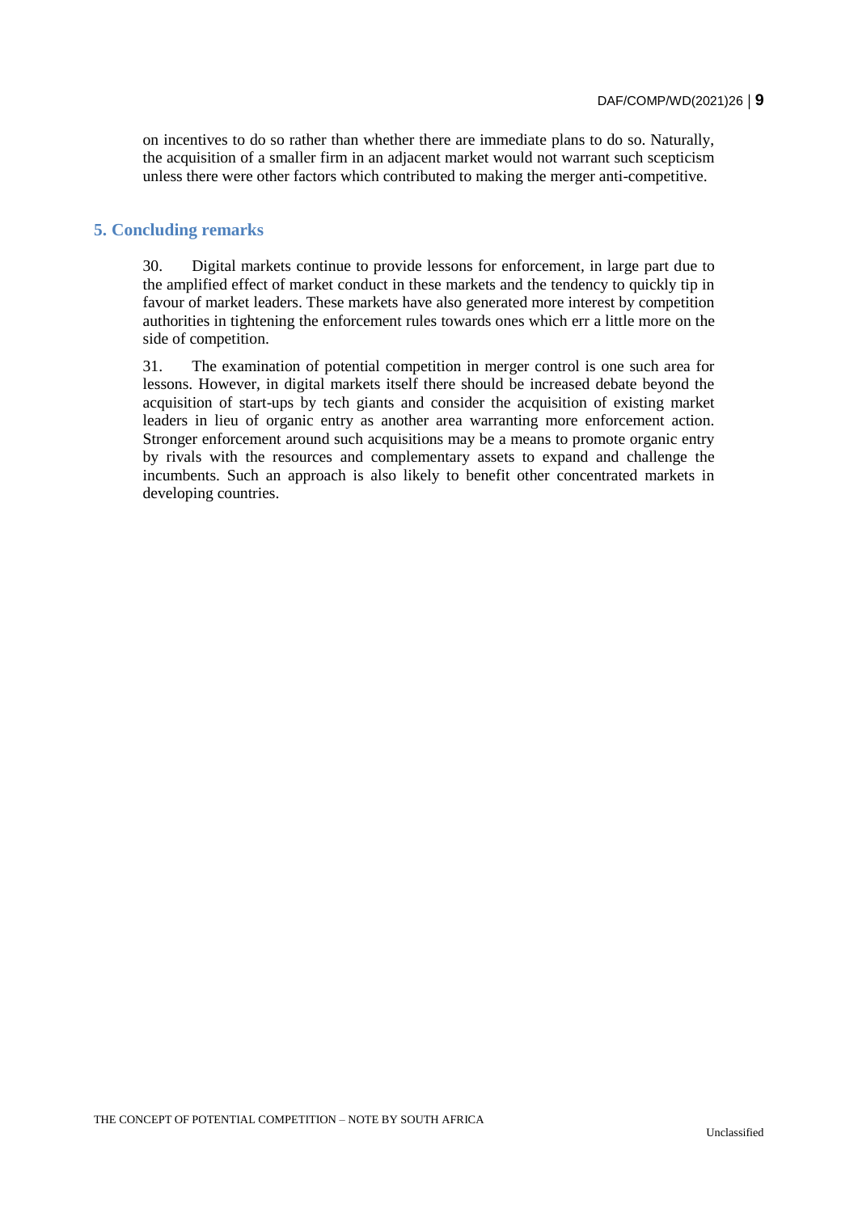on incentives to do so rather than whether there are immediate plans to do so. Naturally, the acquisition of a smaller firm in an adjacent market would not warrant such scepticism unless there were other factors which contributed to making the merger anti-competitive.

## 5. Concluding remarks

30. Digital markets continue to provide lessons for enforcement, in large part due to the amplified effect of market conduct in these markets and the tendency to quickly tip in favour of market leaders. These markets have also generated more interest by competition authorities in tightening the enforcement rules towards ones which err a little more on the side of competition.

31. The examination of potential competition in merger control is one such area for lessons. However, in digital markets itself there should be increased debate beyond the acquisition of start-ups by tech giants and consider the acquisition of existing market leaders in lieu of organic entry as another area warranting more enforcement action. Stronger enforcement around such acquisitions may be a means to promote organic entry by rivals with the resources and complementary assets to expand and challenge the incumbents. Such an approach is also likely to benefit other concentrated markets in developing countries.